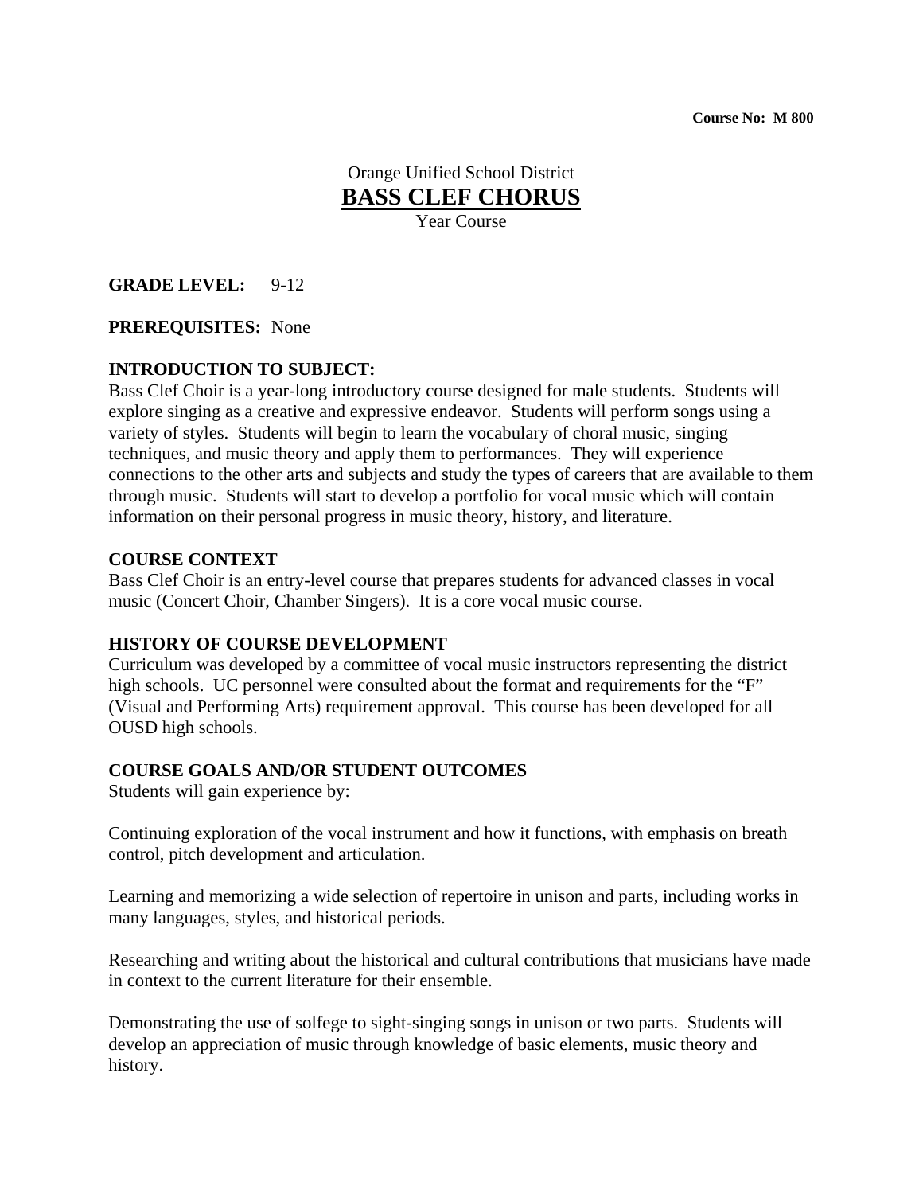**Course No: M 800**

Orange Unified School District

# BASS CLEF CHORUS

Year Course

**GRADE LEVEL:** 9-12

**PREREQUISITES:** None

**INTRODUCTION TO SUBJECT:**

Bass Clef Choir is a year-long introductory course designed for male students. Students will explore singing as a creative and expressive endeavor. Students will perform songs using a variety of styles. Students will begin to learn the vocabulary of choral music, singing techniques, and music theory and apply them to performances. They will experience connections to the other arts and subjects and study the types of careers that are available to them through music. Students will start to develop a portfolio for vocal music which will contain information on their personal progress in music theory, history, and literature.

**COURSE CONTEXT**

Bass Clef Choir is an entry-level course that prepares students for advanced classes in vocal music (Concert Choir, Chamber Singers). It is a core vocal music course.

**HISTORY OF COURSE DEVELOPMENT**

Curriculum was developed by a committee of vocal music instructors representing the district high schools. UC personnel were consulted about the format and requirements for the "F" (Visual and Performing Arts) requirement approval. This course has been developed for all OUSD high schools.

**COURSE GOALS AND/OR STUDENT OUTCOMES**

Students will gain experience by:

Continuing exploration of the vocal instrument and how it functions, with emphasis on breath control, pitch development and articulation.

Learning and memorizing a wide selection of repertoire in unison and parts, including works in many languages, styles, and historical periods.

Researching and writing about the historical and cultural contributions that musicians have made in context to the current literature for their ensemble.

Demonstrating the use of solfege to sight-singing songs in unison or two parts. Students will develop an appreciation of music through knowledge of basic elements, music theory and history.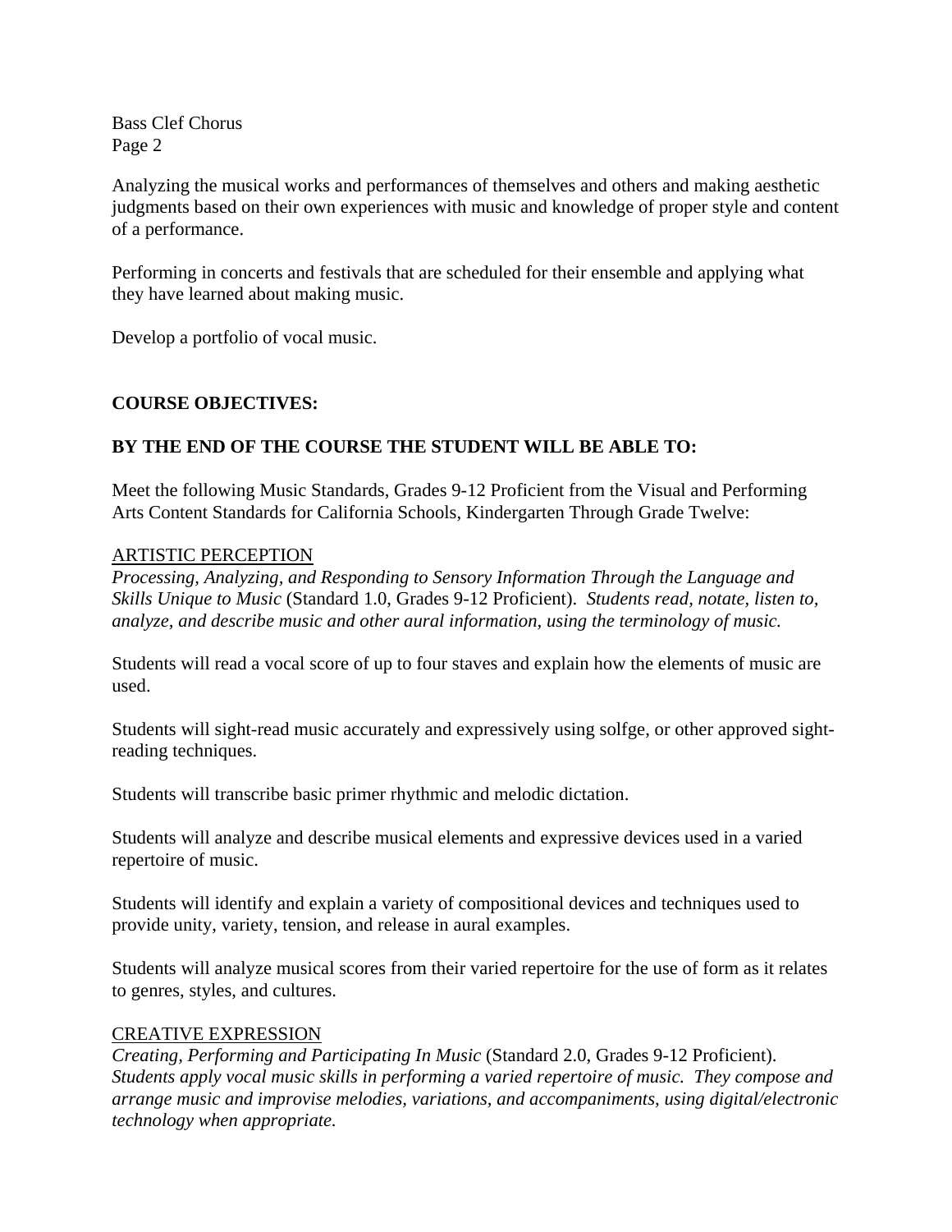Analyzing the musical works and performances of themselves and others and making aesthetic judgments based on their own experiences with music and knowledge of proper style and content of a performance.

Performing in concerts and festivals that are scheduled for their ensemble and applying what they have learned about making music.

Develop a portfolio of vocal music.

**COURSE OBJECTIVES:**

**BY THE END OF THE COURSE THE STUDENT WILL BE ABLE TO:**

Meet the following Music Standards, Grades 9-12 Proficient from the Visual and Performing Arts Content Standards for California Schools, Kindergarten Through Grade Twelve:

ARTISTIC PERCEPTION

*Processing, Analyzing, and Responding to Sensory Information Through the Language and Skills Unique to Music* (Standard 1.0, Grades 9-12 Proficient). *Students read, notate, listen to, analyze, and describe music and other aural information, using the terminology of music.*

Students will read a vocal score of up to four staves and explain how the elements of music are used.

Students will sight-read music accurately and expressively using solfge, or other approved sight-reading techniques.

Students will transcribe basic primer rhythmic and melodic dictation.

Students will analyze and describe musical elements and expressive devices used in a varied repertoire of music.

Students will identify and explain a variety of compositional devices and techniques used to provide unity, variety, tension, and release in aural examples.

Students will analyze musical scores from their varied repertoire for the use of form as it relates to genres, styles, and cultures.

CREATIVE EXPRESSION

*Creating, Performing and Participating In Music* (Standard 2.0, Grades 9-12 Proficient). *Students apply vocal music skills in performing a varied repertoire of music. They compose and arrange music and improvise melodies, variations, and accompaniments, using digital/electronic technology when appropriate.*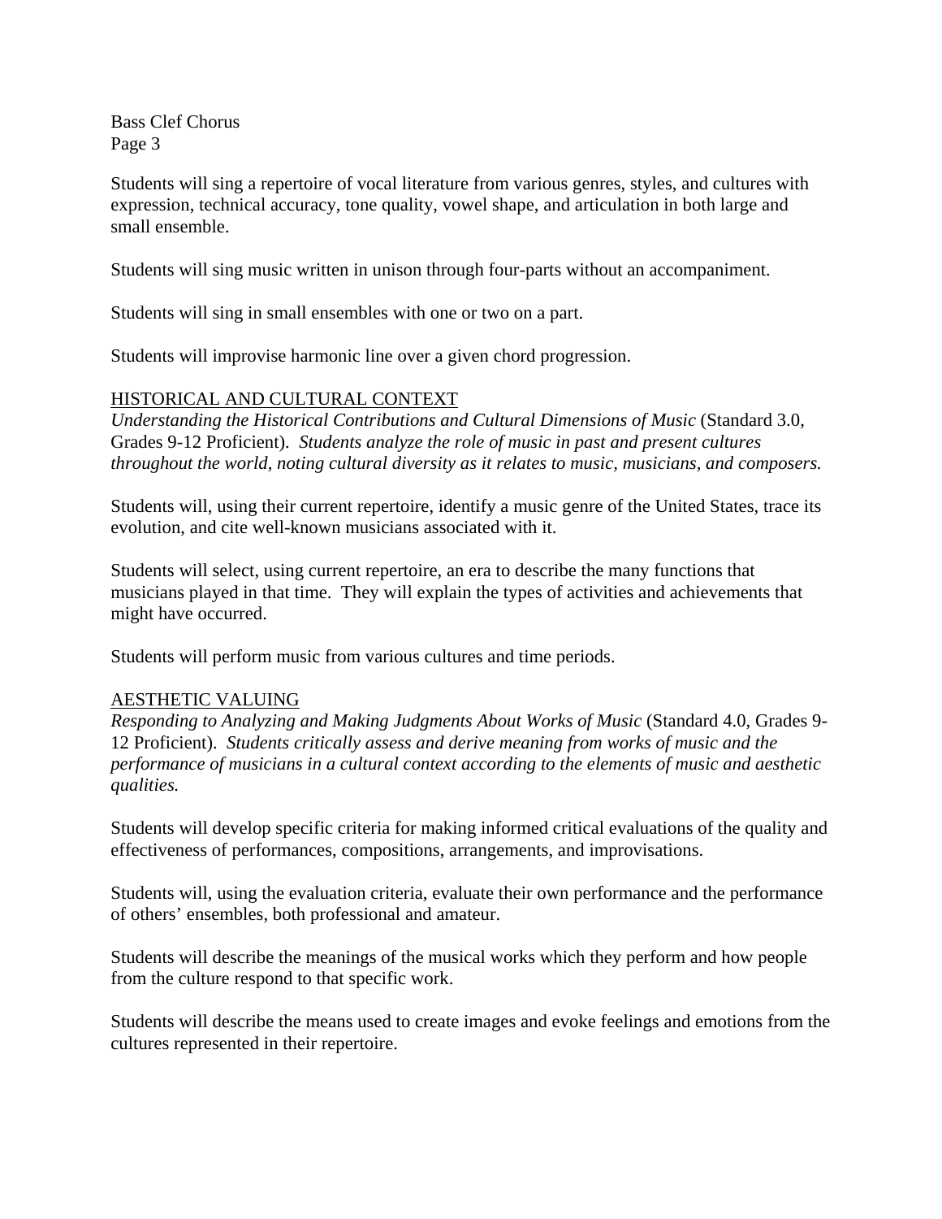Students will sing a repertoire of vocal literature from various genres, styles, and cultures with expression, technical accuracy, tone quality, vowel shape, and articulation in both large and small ensemble.

Students will sing music written in unison through four-parts without an accompaniment.

Students will sing in small ensembles with one or two on a part.

Students will improvise harmonic line over a given chord progression.

## HISTORICAL AND CULTURAL CONTEXT

*Understanding the Historical Contributions and Cultural Dimensions of Music* (Standard 3.0, Grades 9-12 Proficient). *Students analyze the role of music in past and present cultures throughout the world, noting cultural diversity as it relates to music, musicians, and composers.*

Students will, using their current repertoire, identify a music genre of the United States, trace its evolution, and cite well-known musicians associated with it.

Students will select, using current repertoire, an era to describe the many functions that musicians played in that time. They will explain the types of activities and achievements that might have occurred.

Students will perform music from various cultures and time periods.

## AESTHETIC VALUING

*Responding to Analyzing and Making Judgments About Works of Music* (Standard 4.0, Grades 9-12 Proficient). *Students critically assess and derive meaning from works of music and the performance of musicians in a cultural context according to the elements of music and aesthetic qualities.*

Students will develop specific criteria for making informed critical evaluations of the quality and effectiveness of performances, compositions, arrangements, and improvisations.

Students will, using the evaluation criteria, evaluate their own performance and the performance of others' ensembles, both professional and amateur.

Students will describe the meanings of the musical works which they perform and how people from the culture respond to that specific work.

Students will describe the means used to create images and evoke feelings and emotions from the cultures represented in their repertoire.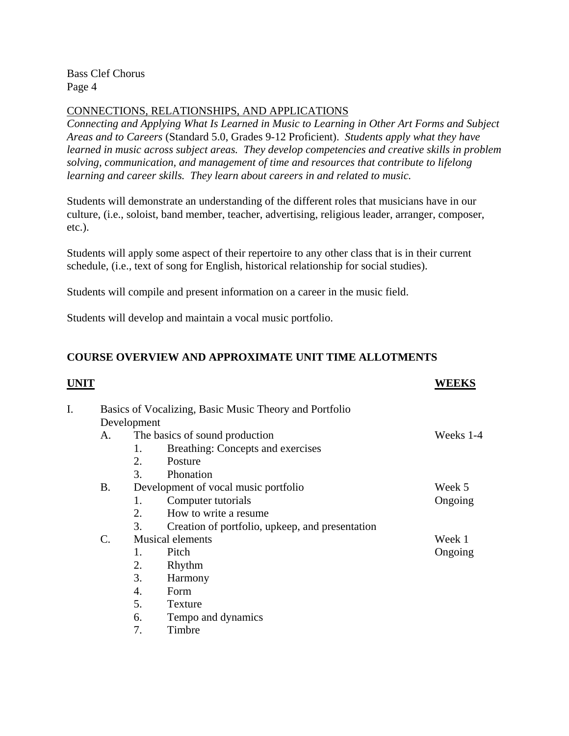CONNECTIONS, RELATIONSHIPS, AND APPLICATIONS

*Connecting and Applying What Is Learned in Music to Learning in Other Art Forms and Subject Areas and to Careers* (Standard 5.0, Grades 9-12 Proficient). *Students apply what they have learned in music across subject areas. They develop competencies and creative skills in problem solving, communication, and management of time and resources that contribute to lifelong learning and career skills. They learn about careers in and related to music.*

Students will demonstrate an understanding of the different roles that musicians have in our culture, (i.e., soloist, band member, teacher, advertising, religious leader, arranger, composer, etc.).

Students will apply some aspect of their repertoire to any other class that is in their current schedule, (i.e., text of song for English, historical relationship for social studies).

Students will compile and present information on a career in the music field.

Students will develop and maintain a vocal music portfolio.

## COURSE OVERVIEW AND APPROXIMATE UNIT TIME ALLOTMENTS

| UNIT | WEEKS |
|---|---|
| I. Basics of Vocalizing, Basic Music Theory and Portfolio Development | |
| A. The basics of sound production | Weeks 1-4 |
| 1. Breathing: Concepts and exercises | |
| 2. Posture | |
| 3. Phonation | |
| B. Development of vocal music portfolio | Week 5 |
| 1. Computer tutorials | Ongoing |
| 2. How to write a resume | |
| 3. Creation of portfolio, upkeep, and presentation | |
| C. Musical elements | Week 1 |
| 1. Pitch | Ongoing |
| 2. Rhythm | |
| 3. Harmony | |
| 4. Form | |
| 5. Texture | |
| 6. Tempo and dynamics | |
| 7. Timbre | |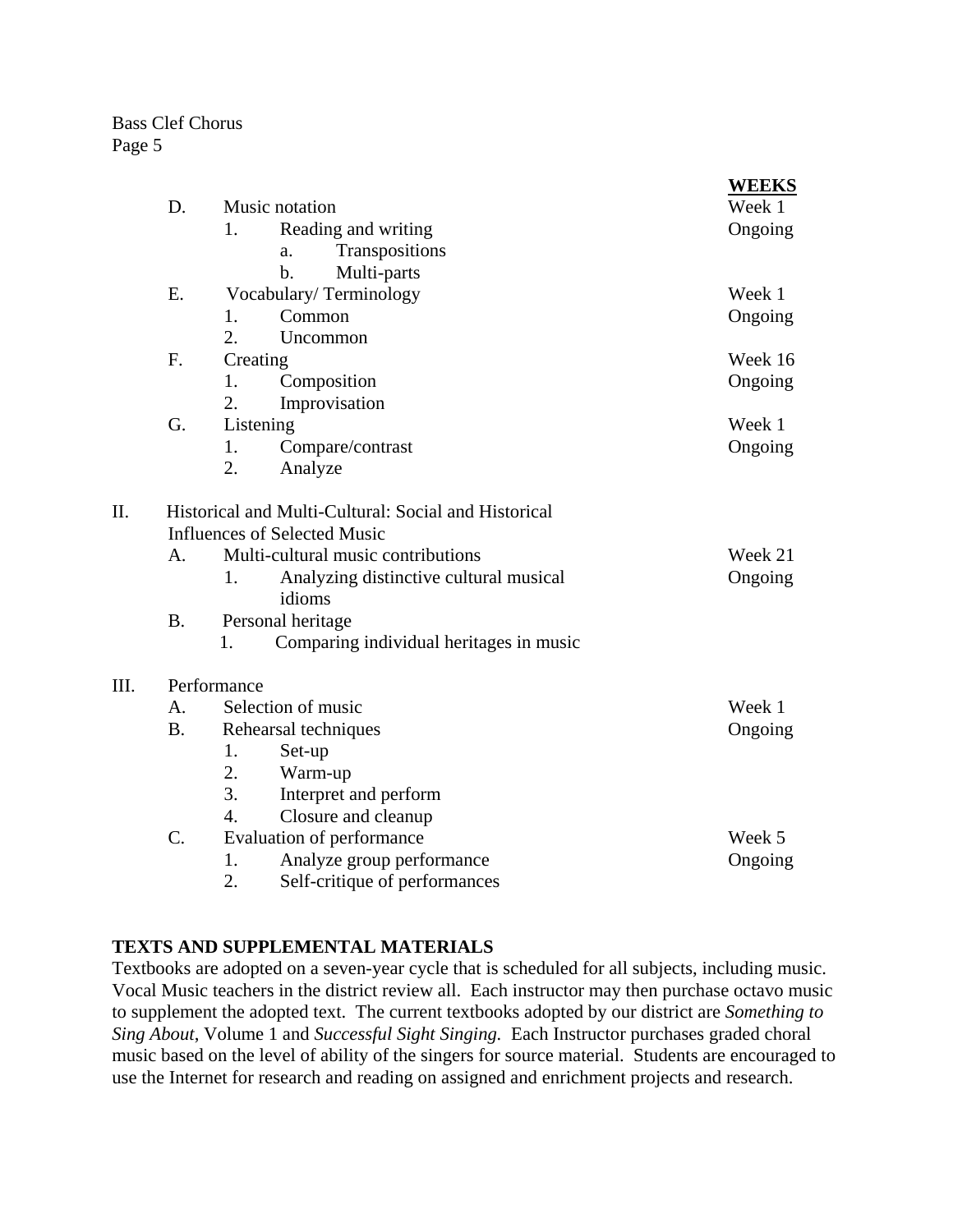| | | WEEKS |
|---|---|---|
| D. | Music notation | Week 1 |
| | 1. Reading and writing | Ongoing |
| | a. Transpositions | |
| | b. Multi-parts | |
| E. | Vocabulary/ Terminology | Week 1 |
| | 1. Common | Ongoing |
| | 2. Uncommon | |
| F. | Creating | Week 16 |
| | 1. Composition | Ongoing |
| | 2. Improvisation | |
| G. | Listening | Week 1 |
| | 1. Compare/contrast | Ongoing |
| | 2. Analyze | |
| II. | Historical and Multi-Cultural: Social and Historical Influences of Selected Music | |
| A. | Multi-cultural music contributions | Week 21 |
| | 1. Analyzing distinctive cultural musical idioms | Ongoing |
| B. | Personal heritage | |
| | 1. Comparing individual heritages in music | |
| III. | Performance | |
| A. | Selection of music | Week 1 |
| B. | Rehearsal techniques | Ongoing |
| | 1. Set-up | |
| | 2. Warm-up | |
| | 3. Interpret and perform | |
| | 4. Closure and cleanup | |
| C. | Evaluation of performance | Week 5 |
| | 1. Analyze group performance | Ongoing |
| | 2. Self-critique of performances | |

**TEXTS AND SUPPLEMENTAL MATERIALS**

Textbooks are adopted on a seven-year cycle that is scheduled for all subjects, including music. Vocal Music teachers in the district review all. Each instructor may then purchase octavo music to supplement the adopted text. The current textbooks adopted by our district are *Something to Sing About*, Volume 1 and *Successful Sight Singing.* Each Instructor purchases graded choral music based on the level of ability of the singers for source material. Students are encouraged to use the Internet for research and reading on assigned and enrichment projects and research.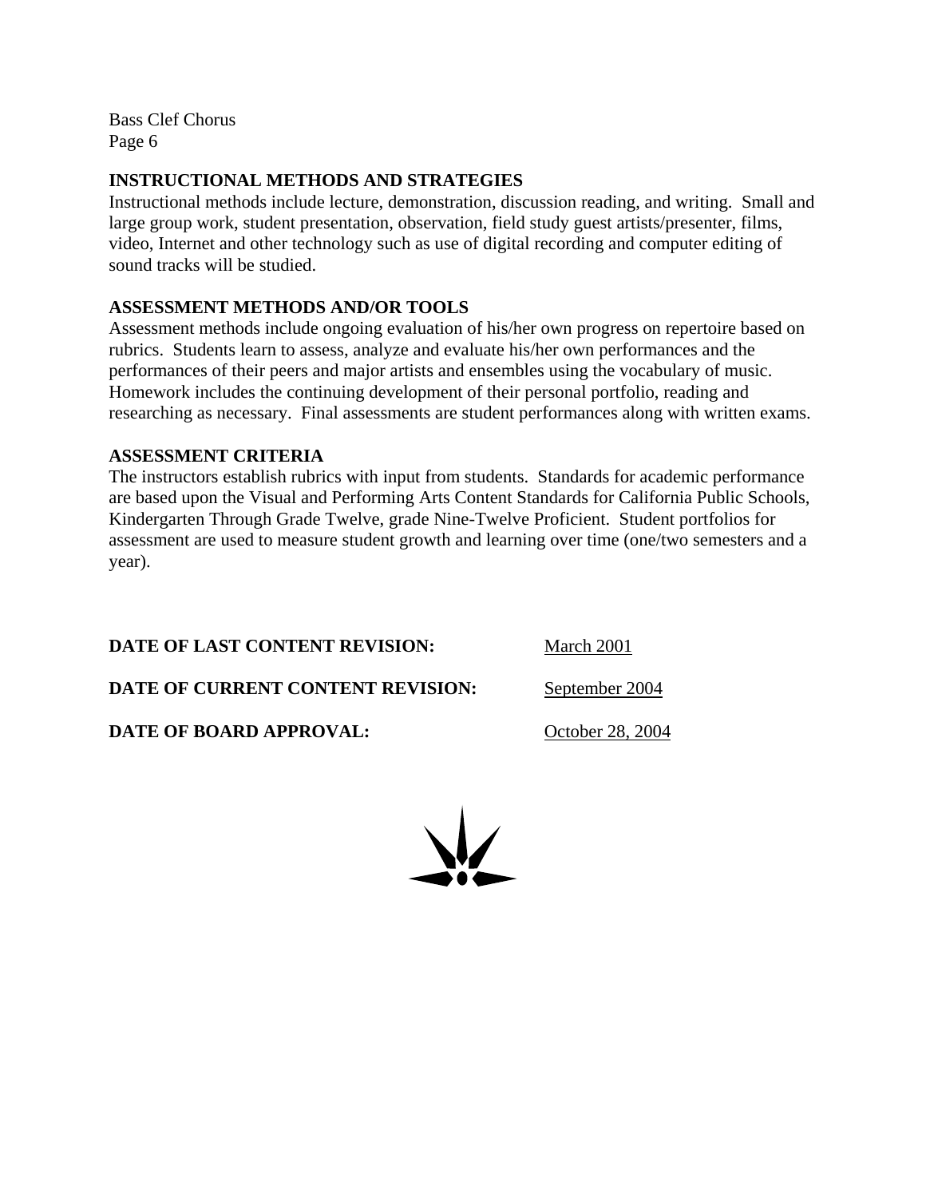## INSTRUCTIONAL METHODS AND STRATEGIES

Instructional methods include lecture, demonstration, discussion reading, and writing. Small and large group work, student presentation, observation, field study guest artists/presenter, films, video, Internet and other technology such as use of digital recording and computer editing of sound tracks will be studied.

## ASSESSMENT METHODS AND/OR TOOLS

Assessment methods include ongoing evaluation of his/her own progress on repertoire based on rubrics. Students learn to assess, analyze and evaluate his/her own performances and the performances of their peers and major artists and ensembles using the vocabulary of music. Homework includes the continuing development of their personal portfolio, reading and researching as necessary. Final assessments are student performances along with written exams.

## ASSESSMENT CRITERIA

The instructors establish rubrics with input from students. Standards for academic performance are based upon the Visual and Performing Arts Content Standards for California Public Schools, Kindergarten Through Grade Twelve, grade Nine-Twelve Proficient. Student portfolios for assessment are used to measure student growth and learning over time (one/two semesters and a year).

**DATE OF LAST CONTENT REVISION:** March 2001

**DATE OF CURRENT CONTENT REVISION:** September 2004

**DATE OF BOARD APPROVAL:** October 28, 2004